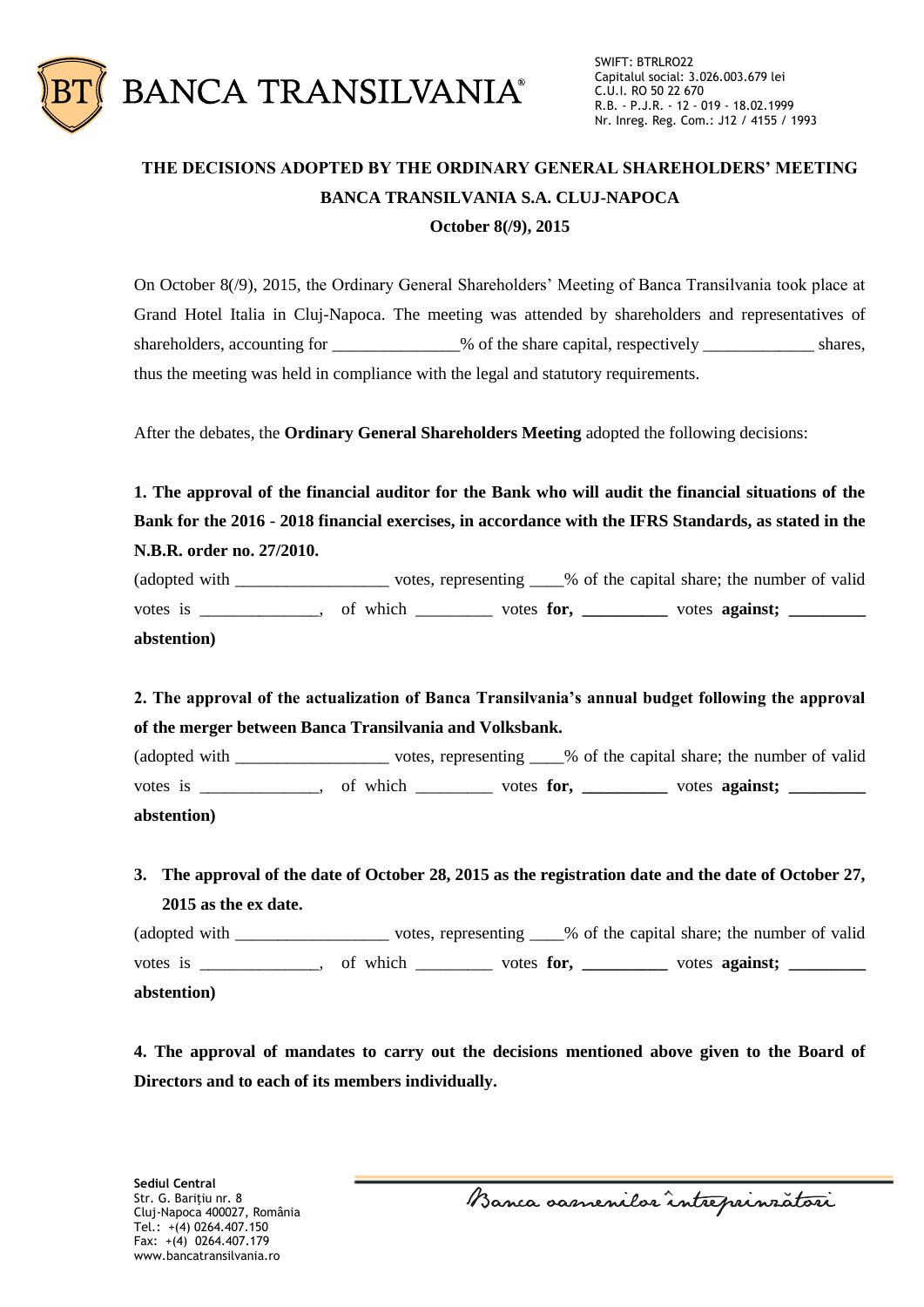# THE DECISIONS ADOPTED BY THE ORDINARY GENERAL SHAREHOLDERS' MEETING

## BANCA TRANSILVANIA S.A. CLUJ-NAPOCA

## October 8(/9), 2015

On October 8(/9), 2015, the Ordinary General Shareholders' Meeting of Banca Transilvania took place at Grand Hotel Italia in Cluj-Napoca. The meeting was attended by shareholders and representatives of shareholders, accounting for ______________% of the share capital, respectively _____________ shares, thus the meeting was held in compliance with the legal and statutory requirements.

After the debates, the **Ordinary General Shareholders Meeting** adopted the following decisions:

**1. The approval of the financial auditor for the Bank who will audit the financial situations of the Bank for the 2016 - 2018 financial exercises, in accordance with the IFRS Standards, as stated in the N.B.R. order no. 27/2010.**

(adopted with __________________ votes, representing ____% of the capital share; the number of valid votes is ______________, of which _________ votes **for, __________** votes **against; _________ abstention)**

**2. The approval of the actualization of Banca Transilvania's annual budget following the approval of the merger between Banca Transilvania and Volksbank.**

(adopted with __________________ votes, representing ____% of the capital share; the number of valid votes is ______________, of which _________ votes **for, __________** votes **against; _________ abstention)**

**3. The approval of the date of October 28, 2015 as the registration date and the date of October 27, 2015 as the ex date.**

(adopted with __________________ votes, representing ____% of the capital share; the number of valid votes is ______________, of which _________ votes **for, __________** votes **against; _________ abstention)**

**4. The approval of mandates to carry out the decisions mentioned above given to the Board of Directors and to each of its members individually.**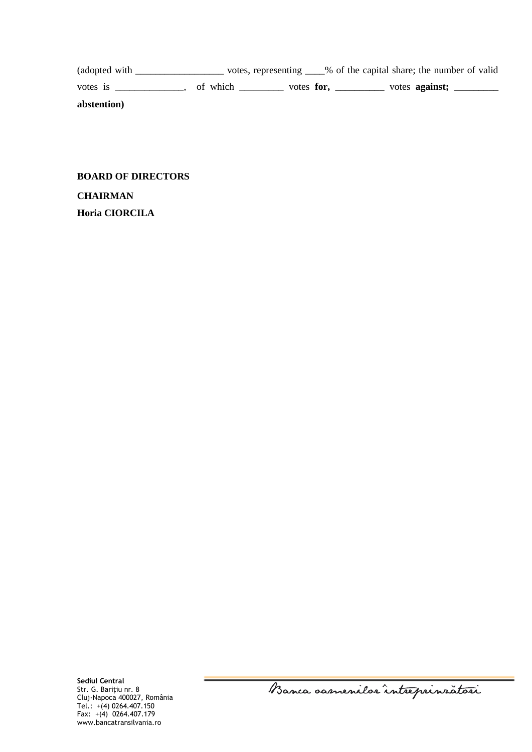(adopted with __________________ votes, representing ____% of the capital share; the number of valid votes is ______________, of which _________ votes **for, __________** votes **against; _________ abstention)**

**BOARD OF DIRECTORS**

**CHAIRMAN**

**Horia CIORCILA**